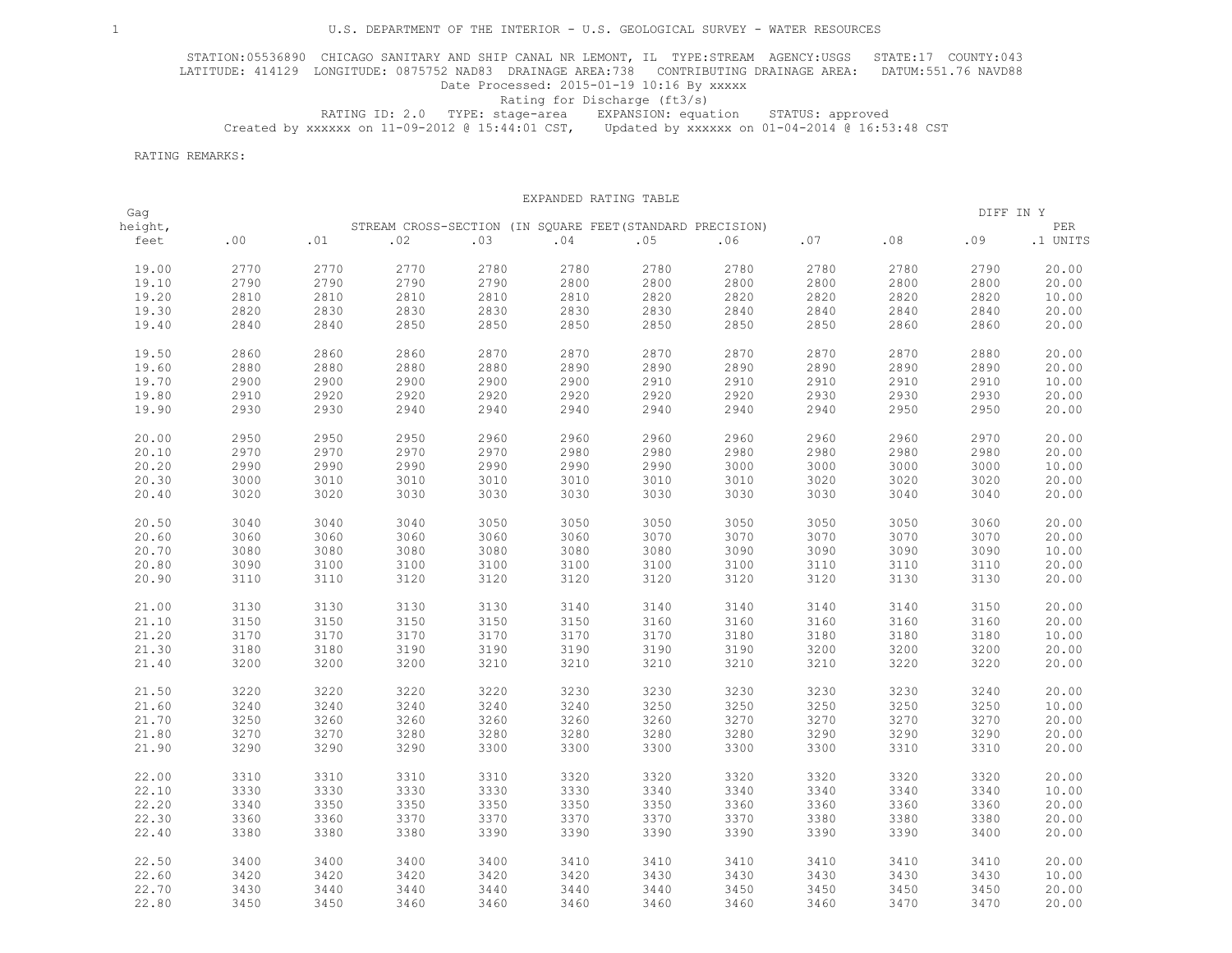U.S. DEPARTMENT OF THE INTERIOR - U.S. GEOLOGICAL SURVEY - WATER RESOURCES

STATION:05536890 CHICAGO SANITARY AND SHIP CANAL NR LEMONT, IL TYPE:STREAM AGENCY:USGS STATE:17 COUNTY:043
LATITUDE: 414129 LONGITUDE: 0875752 NAD83 DRAINAGE AREA:738 CONTRIBUTING DRAINAGE AREA: DATUM:551.76 NAVD88
Date Processed: 2015-01-19 10:16 By xxxxx
Rating for Discharge (ft3/s)
RATING ID: 2.0 TYPE: stage-area EXPANSION: equation STATUS: approved
Created by xxxxx on 11-09-2012 @ 15:44:01 CST, Updated by xxxxx on 01-04-2014 @ 16:53:48 CST

RATING REMARKS:

EXPANDED RATING TABLE

| Gag height, feet | STREAM CROSS-SECTION (IN SQUARE FEET(STANDARD PRECISION) .00 | .01 | .02 | .03 | .04 | .05 | .06 | .07 | .08 | .09 | DIFF IN Y PER .1 UNITS |
|---|---|---|---|---|---|---|---|---|---|---|---|
| 19.00 | 2770 | 2770 | 2770 | 2780 | 2780 | 2780 | 2780 | 2780 | 2780 | 2790 | 20.00 |
| 19.10 | 2790 | 2790 | 2790 | 2790 | 2800 | 2800 | 2800 | 2800 | 2800 | 2800 | 20.00 |
| 19.20 | 2810 | 2810 | 2810 | 2810 | 2810 | 2820 | 2820 | 2820 | 2820 | 2820 | 10.00 |
| 19.30 | 2820 | 2830 | 2830 | 2830 | 2830 | 2830 | 2840 | 2840 | 2840 | 2840 | 20.00 |
| 19.40 | 2840 | 2840 | 2850 | 2850 | 2850 | 2850 | 2850 | 2850 | 2860 | 2860 | 20.00 |
| 19.50 | 2860 | 2860 | 2860 | 2870 | 2870 | 2870 | 2870 | 2870 | 2870 | 2880 | 20.00 |
| 19.60 | 2880 | 2880 | 2880 | 2880 | 2890 | 2890 | 2890 | 2890 | 2890 | 2890 | 20.00 |
| 19.70 | 2900 | 2900 | 2900 | 2900 | 2900 | 2910 | 2910 | 2910 | 2910 | 2910 | 10.00 |
| 19.80 | 2910 | 2920 | 2920 | 2920 | 2920 | 2920 | 2920 | 2930 | 2930 | 2930 | 20.00 |
| 19.90 | 2930 | 2930 | 2940 | 2940 | 2940 | 2940 | 2940 | 2940 | 2950 | 2950 | 20.00 |
| 20.00 | 2950 | 2950 | 2950 | 2960 | 2960 | 2960 | 2960 | 2960 | 2960 | 2970 | 20.00 |
| 20.10 | 2970 | 2970 | 2970 | 2970 | 2980 | 2980 | 2980 | 2980 | 2980 | 2980 | 20.00 |
| 20.20 | 2990 | 2990 | 2990 | 2990 | 2990 | 2990 | 3000 | 3000 | 3000 | 3000 | 10.00 |
| 20.30 | 3000 | 3010 | 3010 | 3010 | 3010 | 3010 | 3010 | 3020 | 3020 | 3020 | 20.00 |
| 20.40 | 3020 | 3020 | 3030 | 3030 | 3030 | 3030 | 3030 | 3030 | 3040 | 3040 | 20.00 |
| 20.50 | 3040 | 3040 | 3040 | 3050 | 3050 | 3050 | 3050 | 3050 | 3050 | 3060 | 20.00 |
| 20.60 | 3060 | 3060 | 3060 | 3060 | 3060 | 3070 | 3070 | 3070 | 3070 | 3070 | 20.00 |
| 20.70 | 3080 | 3080 | 3080 | 3080 | 3080 | 3080 | 3080 | 3090 | 3090 | 3090 | 10.00 |
| 20.80 | 3090 | 3100 | 3100 | 3100 | 3100 | 3100 | 3100 | 3110 | 3110 | 3110 | 20.00 |
| 20.90 | 3110 | 3110 | 3120 | 3120 | 3120 | 3120 | 3120 | 3120 | 3130 | 3130 | 20.00 |
| 21.00 | 3130 | 3130 | 3130 | 3130 | 3140 | 3140 | 3140 | 3140 | 3140 | 3150 | 20.00 |
| 21.10 | 3150 | 3150 | 3150 | 3150 | 3150 | 3160 | 3160 | 3160 | 3160 | 3160 | 20.00 |
| 21.20 | 3170 | 3170 | 3170 | 3170 | 3170 | 3170 | 3180 | 3180 | 3180 | 3180 | 10.00 |
| 21.30 | 3180 | 3180 | 3190 | 3190 | 3190 | 3190 | 3190 | 3200 | 3200 | 3200 | 20.00 |
| 21.40 | 3200 | 3200 | 3200 | 3210 | 3210 | 3210 | 3210 | 3210 | 3220 | 3220 | 20.00 |
| 21.50 | 3220 | 3220 | 3220 | 3220 | 3230 | 3230 | 3230 | 3230 | 3230 | 3240 | 20.00 |
| 21.60 | 3240 | 3240 | 3240 | 3240 | 3240 | 3250 | 3250 | 3250 | 3250 | 3250 | 10.00 |
| 21.70 | 3250 | 3260 | 3260 | 3260 | 3260 | 3260 | 3270 | 3270 | 3270 | 3270 | 20.00 |
| 21.80 | 3270 | 3270 | 3280 | 3280 | 3280 | 3280 | 3280 | 3280 | 3290 | 3290 | 20.00 |
| 21.90 | 3290 | 3290 | 3290 | 3300 | 3300 | 3300 | 3300 | 3300 | 3310 | 3310 | 20.00 |
| 22.00 | 3310 | 3310 | 3310 | 3310 | 3320 | 3320 | 3320 | 3320 | 3320 | 3320 | 20.00 |
| 22.10 | 3330 | 3330 | 3330 | 3330 | 3330 | 3340 | 3340 | 3340 | 3340 | 3340 | 10.00 |
| 22.20 | 3340 | 3350 | 3350 | 3350 | 3350 | 3350 | 3360 | 3360 | 3360 | 3360 | 20.00 |
| 22.30 | 3360 | 3360 | 3370 | 3370 | 3370 | 3370 | 3370 | 3380 | 3380 | 3380 | 20.00 |
| 22.40 | 3380 | 3380 | 3380 | 3390 | 3390 | 3390 | 3390 | 3390 | 3390 | 3400 | 20.00 |
| 22.50 | 3400 | 3400 | 3400 | 3400 | 3410 | 3410 | 3410 | 3410 | 3410 | 3410 | 20.00 |
| 22.60 | 3420 | 3420 | 3420 | 3420 | 3420 | 3430 | 3430 | 3430 | 3430 | 3430 | 10.00 |
| 22.70 | 3430 | 3440 | 3440 | 3440 | 3440 | 3440 | 3450 | 3450 | 3450 | 3450 | 20.00 |
| 22.80 | 3450 | 3450 | 3460 | 3460 | 3460 | 3460 | 3460 | 3460 | 3470 | 3470 | 20.00 |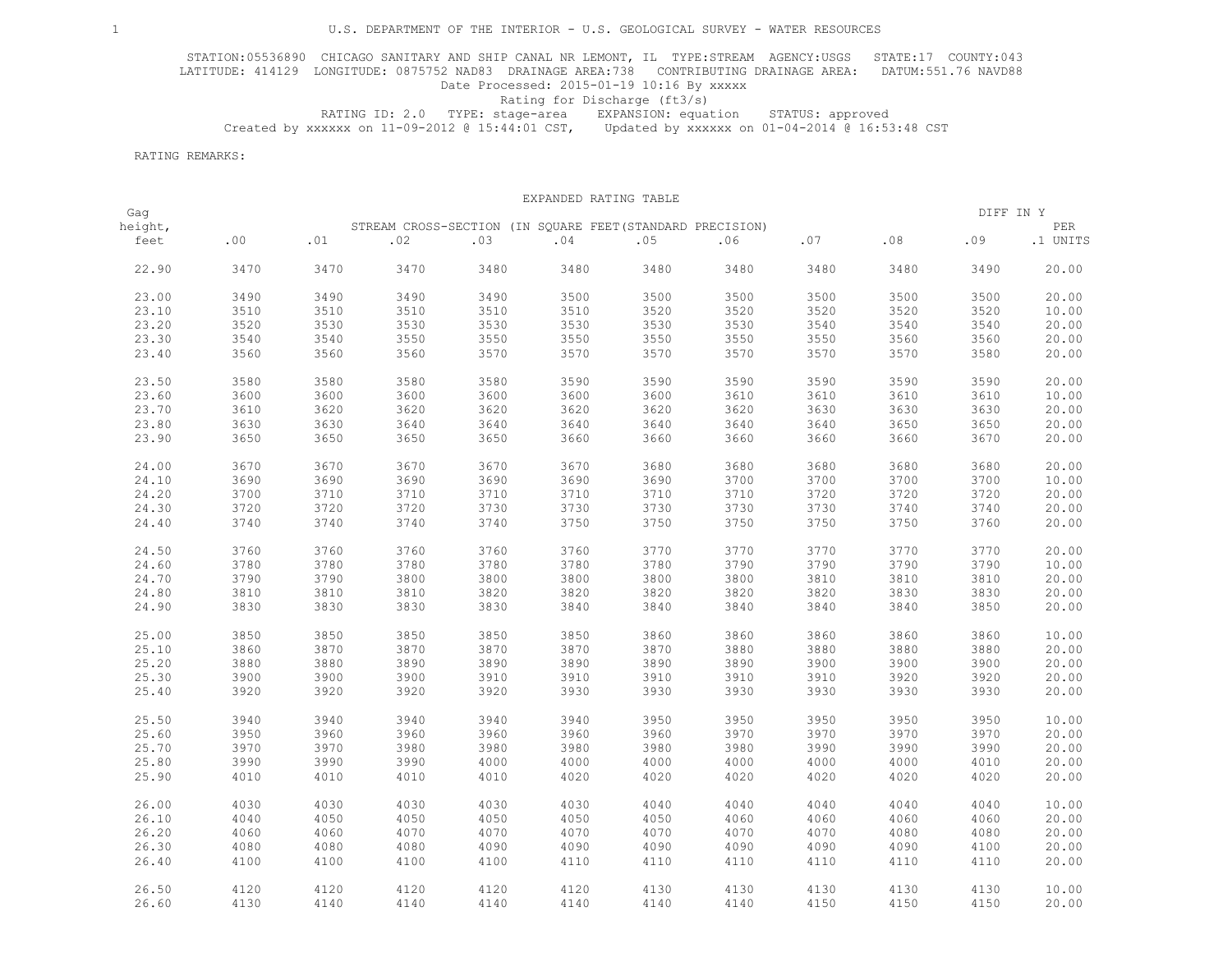U.S. DEPARTMENT OF THE INTERIOR - U.S. GEOLOGICAL SURVEY - WATER RESOURCES

STATION:05536890 CHICAGO SANITARY AND SHIP CANAL NR LEMONT, IL TYPE:STREAM AGENCY:USGS STATE:17 COUNTY:043
LATITUDE: 414129 LONGITUDE: 0875752 NAD83 DRAINAGE AREA:738 CONTRIBUTING DRAINAGE AREA: DATUM:551.76 NAVD88
Date Processed: 2015-01-19 10:16 By xxxxx
Rating for Discharge (ft3/s)
RATING ID: 2.0 TYPE: stage-area EXPANSION: equation STATUS: approved
Created by xxxxxx on 11-09-2012 @ 15:44:01 CST, Updated by xxxxxx on 01-04-2014 @ 16:53:48 CST

RATING REMARKS:

EXPANDED RATING TABLE

| Gag height, feet | STREAM CROSS-SECTION (IN SQUARE FEET(STANDARD PRECISION) .00 | .01 | .02 | .03 | .04 | .05 | .06 | .07 | .08 | .09 | DIFF IN Y PER .1 UNITS |
|---|---|---|---|---|---|---|---|---|---|---|---|
| 22.90 | 3470 | 3470 | 3470 | 3480 | 3480 | 3480 | 3480 | 3480 | 3480 | 3490 | 20.00 |
| 23.00 | 3490 | 3490 | 3490 | 3490 | 3500 | 3500 | 3500 | 3500 | 3500 | 3500 | 20.00 |
| 23.10 | 3510 | 3510 | 3510 | 3510 | 3510 | 3520 | 3520 | 3520 | 3520 | 3520 | 10.00 |
| 23.20 | 3520 | 3530 | 3530 | 3530 | 3530 | 3530 | 3530 | 3540 | 3540 | 3540 | 20.00 |
| 23.30 | 3540 | 3540 | 3550 | 3550 | 3550 | 3550 | 3550 | 3550 | 3560 | 3560 | 20.00 |
| 23.40 | 3560 | 3560 | 3560 | 3570 | 3570 | 3570 | 3570 | 3570 | 3570 | 3580 | 20.00 |
| 23.50 | 3580 | 3580 | 3580 | 3580 | 3590 | 3590 | 3590 | 3590 | 3590 | 3590 | 20.00 |
| 23.60 | 3600 | 3600 | 3600 | 3600 | 3600 | 3600 | 3610 | 3610 | 3610 | 3610 | 10.00 |
| 23.70 | 3610 | 3620 | 3620 | 3620 | 3620 | 3620 | 3620 | 3630 | 3630 | 3630 | 20.00 |
| 23.80 | 3630 | 3630 | 3640 | 3640 | 3640 | 3640 | 3640 | 3640 | 3650 | 3650 | 20.00 |
| 23.90 | 3650 | 3650 | 3650 | 3650 | 3660 | 3660 | 3660 | 3660 | 3660 | 3670 | 20.00 |
| 24.00 | 3670 | 3670 | 3670 | 3670 | 3670 | 3680 | 3680 | 3680 | 3680 | 3680 | 20.00 |
| 24.10 | 3690 | 3690 | 3690 | 3690 | 3690 | 3690 | 3700 | 3700 | 3700 | 3700 | 10.00 |
| 24.20 | 3700 | 3710 | 3710 | 3710 | 3710 | 3710 | 3710 | 3720 | 3720 | 3720 | 20.00 |
| 24.30 | 3720 | 3720 | 3720 | 3730 | 3730 | 3730 | 3730 | 3730 | 3740 | 3740 | 20.00 |
| 24.40 | 3740 | 3740 | 3740 | 3740 | 3750 | 3750 | 3750 | 3750 | 3750 | 3760 | 20.00 |
| 24.50 | 3760 | 3760 | 3760 | 3760 | 3760 | 3770 | 3770 | 3770 | 3770 | 3770 | 20.00 |
| 24.60 | 3780 | 3780 | 3780 | 3780 | 3780 | 3780 | 3790 | 3790 | 3790 | 3790 | 10.00 |
| 24.70 | 3790 | 3790 | 3800 | 3800 | 3800 | 3800 | 3800 | 3810 | 3810 | 3810 | 20.00 |
| 24.80 | 3810 | 3810 | 3810 | 3820 | 3820 | 3820 | 3820 | 3820 | 3830 | 3830 | 20.00 |
| 24.90 | 3830 | 3830 | 3830 | 3830 | 3840 | 3840 | 3840 | 3840 | 3840 | 3850 | 20.00 |
| 25.00 | 3850 | 3850 | 3850 | 3850 | 3850 | 3860 | 3860 | 3860 | 3860 | 3860 | 10.00 |
| 25.10 | 3860 | 3870 | 3870 | 3870 | 3870 | 3870 | 3880 | 3880 | 3880 | 3880 | 20.00 |
| 25.20 | 3880 | 3880 | 3890 | 3890 | 3890 | 3890 | 3890 | 3900 | 3900 | 3900 | 20.00 |
| 25.30 | 3900 | 3900 | 3900 | 3910 | 3910 | 3910 | 3910 | 3910 | 3920 | 3920 | 20.00 |
| 25.40 | 3920 | 3920 | 3920 | 3920 | 3930 | 3930 | 3930 | 3930 | 3930 | 3930 | 20.00 |
| 25.50 | 3940 | 3940 | 3940 | 3940 | 3940 | 3950 | 3950 | 3950 | 3950 | 3950 | 10.00 |
| 25.60 | 3950 | 3960 | 3960 | 3960 | 3960 | 3960 | 3970 | 3970 | 3970 | 3970 | 20.00 |
| 25.70 | 3970 | 3970 | 3980 | 3980 | 3980 | 3980 | 3980 | 3990 | 3990 | 3990 | 20.00 |
| 25.80 | 3990 | 3990 | 3990 | 4000 | 4000 | 4000 | 4000 | 4000 | 4000 | 4010 | 20.00 |
| 25.90 | 4010 | 4010 | 4010 | 4010 | 4020 | 4020 | 4020 | 4020 | 4020 | 4020 | 20.00 |
| 26.00 | 4030 | 4030 | 4030 | 4030 | 4030 | 4040 | 4040 | 4040 | 4040 | 4040 | 10.00 |
| 26.10 | 4040 | 4050 | 4050 | 4050 | 4050 | 4050 | 4060 | 4060 | 4060 | 4060 | 20.00 |
| 26.20 | 4060 | 4060 | 4070 | 4070 | 4070 | 4070 | 4070 | 4070 | 4080 | 4080 | 20.00 |
| 26.30 | 4080 | 4080 | 4080 | 4090 | 4090 | 4090 | 4090 | 4090 | 4090 | 4100 | 20.00 |
| 26.40 | 4100 | 4100 | 4100 | 4100 | 4110 | 4110 | 4110 | 4110 | 4110 | 4110 | 20.00 |
| 26.50 | 4120 | 4120 | 4120 | 4120 | 4120 | 4130 | 4130 | 4130 | 4130 | 4130 | 10.00 |
| 26.60 | 4130 | 4140 | 4140 | 4140 | 4140 | 4140 | 4140 | 4150 | 4150 | 4150 | 20.00 |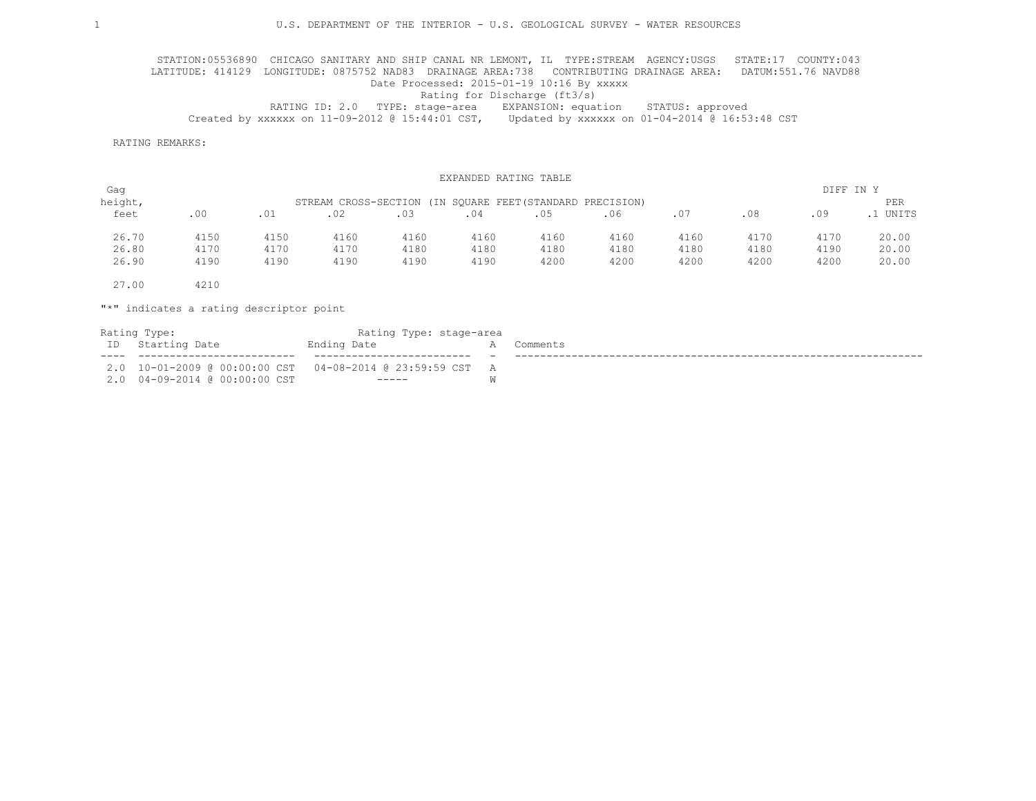U.S. DEPARTMENT OF THE INTERIOR - U.S. GEOLOGICAL SURVEY - WATER RESOURCES

STATION:05536890 CHICAGO SANITARY AND SHIP CANAL NR LEMONT, IL TYPE:STREAM AGENCY:USGS STATE:17 COUNTY:043
LATITUDE: 414129 LONGITUDE: 0875752 NAD83 DRAINAGE AREA:738 CONTRIBUTING DRAINAGE AREA: DATUM:551.76 NAVD88
Date Processed: 2015-01-19 10:16 By xxxxx
Rating for Discharge (ft3/s)
RATING ID: 2.0 TYPE: stage-area EXPANSION: equation STATUS: approved
Created by xxxxxx on 11-09-2012 @ 15:44:01 CST, Updated by xxxxxx on 01-04-2014 @ 16:53:48 CST

RATING REMARKS:

EXPANDED RATING TABLE

| Gag height, feet | .00 | .01 | .02 | .03 | .04 | .05 | .06 | .07 | .08 | .09 | DIFF IN Y PER .1 UNITS |
|---|---|---|---|---|---|---|---|---|---|---|---|
| | STREAM CROSS-SECTION (IN SQUARE FEET(STANDARD PRECISION) | | | | | | | | | | |
| 26.70 | 4150 | 4150 | 4160 | 4160 | 4160 | 4160 | 4160 | 4160 | 4170 | 4170 | 20.00 |
| 26.80 | 4170 | 4170 | 4170 | 4180 | 4180 | 4180 | 4180 | 4180 | 4180 | 4190 | 20.00 |
| 26.90 | 4190 | 4190 | 4190 | 4190 | 4190 | 4200 | 4200 | 4200 | 4200 | 4200 | 20.00 |
| 27.00 | 4210 | | | | | | | | | | |

"*" indicates a rating descriptor point

Rating Type: Rating Type: stage-area

| ID | Starting Date | Ending Date | A | Comments |
|---|---|---|---|---|
| 2.0 | 10-01-2009 @ 00:00:00 CST | 04-08-2014 @ 23:59:59 CST | A | |
| 2.0 | 04-09-2014 @ 00:00:00 CST | ----- | W | |